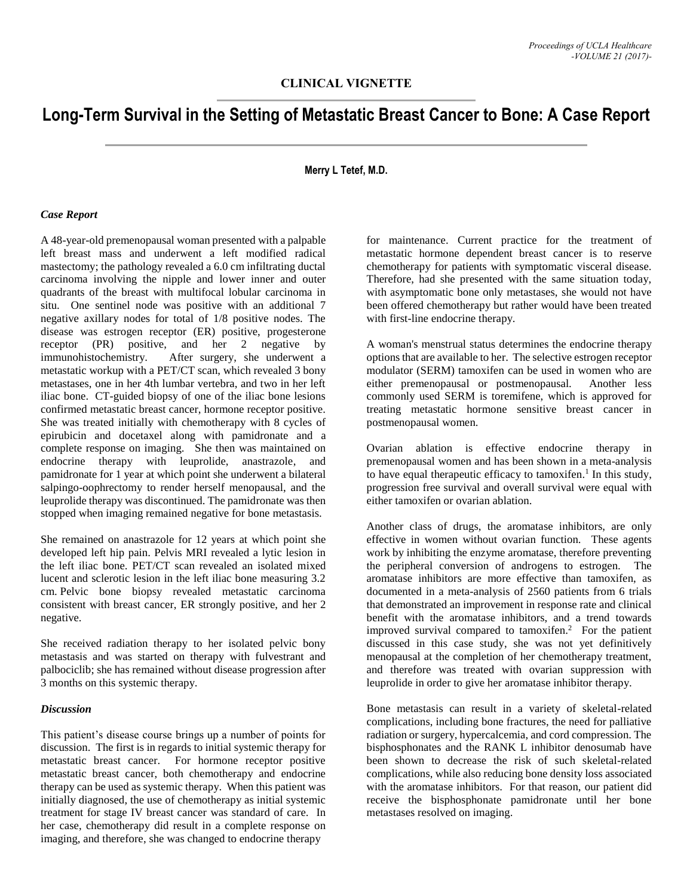## CLINICAL VIGNETTE

# Long-Term Survival in the Setting of Metastatic Breast Cancer to Bone: A Case Report

**Merry L Tetef, M.D.**

### *Case Report*

A 48-year-old premenopausal woman presented with a palpable left breast mass and underwent a left modified radical mastectomy; the pathology revealed a 6.0 cm infiltrating ductal carcinoma involving the nipple and lower inner and outer quadrants of the breast with multifocal lobular carcinoma in situ. One sentinel node was positive with an additional 7 negative axillary nodes for total of 1/8 positive nodes. The disease was estrogen receptor (ER) positive, progesterone receptor (PR) positive, and her 2 negative by immunohistochemistry. After surgery, she underwent a metastatic workup with a PET/CT scan, which revealed 3 bony metastases, one in her 4th lumbar vertebra, and two in her left iliac bone. CT-guided biopsy of one of the iliac bone lesions confirmed metastatic breast cancer, hormone receptor positive. She was treated initially with chemotherapy with 8 cycles of epirubicin and docetaxel along with pamidronate and a complete response on imaging. She then was maintained on endocrine therapy with leuprolide, anastrazole, and pamidronate for 1 year at which point she underwent a bilateral salpingo-oophrectomy to render herself menopausal, and the leuprolide therapy was discontinued. The pamidronate was then stopped when imaging remained negative for bone metastasis.

She remained on anastrazole for 12 years at which point she developed left hip pain. Pelvis MRI revealed a lytic lesion in the left iliac bone. PET/CT scan revealed an isolated mixed lucent and sclerotic lesion in the left iliac bone measuring 3.2 cm. Pelvic bone biopsy revealed metastatic carcinoma consistent with breast cancer, ER strongly positive, and her 2 negative.

She received radiation therapy to her isolated pelvic bony metastasis and was started on therapy with fulvestrant and palbociclib; she has remained without disease progression after 3 months on this systemic therapy.

### *Discussion*

This patient's disease course brings up a number of points for discussion. The first is in regards to initial systemic therapy for metastatic breast cancer. For hormone receptor positive metastatic breast cancer, both chemotherapy and endocrine therapy can be used as systemic therapy. When this patient was initially diagnosed, the use of chemotherapy as initial systemic treatment for stage IV breast cancer was standard of care. In her case, chemotherapy did result in a complete response on imaging, and therefore, she was changed to endocrine therapy for maintenance. Current practice for the treatment of metastatic hormone dependent breast cancer is to reserve chemotherapy for patients with symptomatic visceral disease. Therefore, had she presented with the same situation today, with asymptomatic bone only metastases, she would not have been offered chemotherapy but rather would have been treated with first-line endocrine therapy.

A woman's menstrual status determines the endocrine therapy options that are available to her. The selective estrogen receptor modulator (SERM) tamoxifen can be used in women who are either premenopausal or postmenopausal. Another less commonly used SERM is toremifene, which is approved for treating metastatic hormone sensitive breast cancer in postmenopausal women.

Ovarian ablation is effective endocrine therapy in premenopausal women and has been shown in a meta-analysis to have equal therapeutic efficacy to tamoxifen.[1] In this study, progression free survival and overall survival were equal with either tamoxifen or ovarian ablation.

Another class of drugs, the aromatase inhibitors, are only effective in women without ovarian function. These agents work by inhibiting the enzyme aromatase, therefore preventing the peripheral conversion of androgens to estrogen. The aromatase inhibitors are more effective than tamoxifen, as documented in a meta-analysis of 2560 patients from 6 trials that demonstrated an improvement in response rate and clinical benefit with the aromatase inhibitors, and a trend towards improved survival compared to tamoxifen.[2] For the patient discussed in this case study, she was not yet definitively menopausal at the completion of her chemotherapy treatment, and therefore was treated with ovarian suppression with leuprolide in order to give her aromatase inhibitor therapy.

Bone metastasis can result in a variety of skeletal-related complications, including bone fractures, the need for palliative radiation or surgery, hypercalcemia, and cord compression. The bisphosphonates and the RANK L inhibitor denosumab have been shown to decrease the risk of such skeletal-related complications, while also reducing bone density loss associated with the aromatase inhibitors. For that reason, our patient did receive the bisphosphonate pamidronate until her bone metastases resolved on imaging.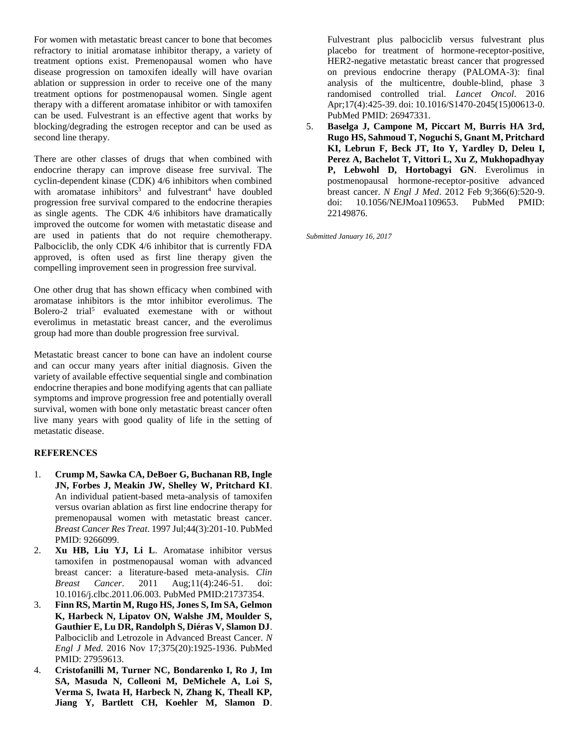For women with metastatic breast cancer to bone that becomes refractory to initial aromatase inhibitor therapy, a variety of treatment options exist. Premenopausal women who have disease progression on tamoxifen ideally will have ovarian ablation or suppression in order to receive one of the many treatment options for postmenopausal women. Single agent therapy with a different aromatase inhibitor or with tamoxifen can be used. Fulvestrant is an effective agent that works by blocking/degrading the estrogen receptor and can be used as second line therapy.

There are other classes of drugs that when combined with endocrine therapy can improve disease free survival. The cyclin-dependent kinase (CDK) 4/6 inhibitors when combined with aromatase inhibitors[3] and fulvestrant[4] have doubled progression free survival compared to the endocrine therapies as single agents. The CDK 4/6 inhibitors have dramatically improved the outcome for women with metastatic disease and are used in patients that do not require chemotherapy. Palbociclib, the only CDK 4/6 inhibitor that is currently FDA approved, is often used as first line therapy given the compelling improvement seen in progression free survival.

One other drug that has shown efficacy when combined with aromatase inhibitors is the mtor inhibitor everolimus. The Bolero-2 trial[5] evaluated exemestane with or without everolimus in metastatic breast cancer, and the everolimus group had more than double progression free survival.

Metastatic breast cancer to bone can have an indolent course and can occur many years after initial diagnosis. Given the variety of available effective sequential single and combination endocrine therapies and bone modifying agents that can palliate symptoms and improve progression free and potentially overall survival, women with bone only metastatic breast cancer often live many years with good quality of life in the setting of metastatic disease.

## REFERENCES

1. **Crump M, Sawka CA, DeBoer G, Buchanan RB, Ingle JN, Forbes J, Meakin JW, Shelley W, Pritchard KI**. An individual patient-based meta-analysis of tamoxifen versus ovarian ablation as first line endocrine therapy for premenopausal women with metastatic breast cancer. *Breast Cancer Res Treat*. 1997 Jul;44(3):201-10. PubMed PMID: 9266099.
2. **Xu HB, Liu YJ, Li L**. Aromatase inhibitor versus tamoxifen in postmenopausal woman with advanced breast cancer: a literature-based meta-analysis. *Clin Breast Cancer*. 2011 Aug;11(4):246-51. doi: 10.1016/j.clbc.2011.06.003. PubMed PMID:21737354.
3. **Finn RS, Martin M, Rugo HS, Jones S, Im SA, Gelmon K, Harbeck N, Lipatov ON, Walshe JM, Moulder S, Gauthier E, Lu DR, Randolph S, Diéras V, Slamon DJ**. Palbociclib and Letrozole in Advanced Breast Cancer. *N Engl J Med*. 2016 Nov 17;375(20):1925-1936. PubMed PMID: 27959613.
4. **Cristofanilli M, Turner NC, Bondarenko I, Ro J, Im SA, Masuda N, Colleoni M, DeMichele A, Loi S, Verma S, Iwata H, Harbeck N, Zhang K, Theall KP, Jiang Y, Bartlett CH, Koehler M, Slamon D**. Fulvestrant plus palbociclib versus fulvestrant plus placebo for treatment of hormone-receptor-positive, HER2-negative metastatic breast cancer that progressed on previous endocrine therapy (PALOMA-3): final analysis of the multicentre, double-blind, phase 3 randomised controlled trial. *Lancet Oncol*. 2016 Apr;17(4):425-39. doi: 10.1016/S1470-2045(15)00613-0. PubMed PMID: 26947331.
5. **Baselga J, Campone M, Piccart M, Burris HA 3rd, Rugo HS, Sahmoud T, Noguchi S, Gnant M, Pritchard KI, Lebrun F, Beck JT, Ito Y, Yardley D, Deleu I, Perez A, Bachelot T, Vittori L, Xu Z, Mukhopadhyay P, Lebwohl D, Hortobagyi GN**. Everolimus in postmenopausal hormone-receptor-positive advanced breast cancer. *N Engl J Med*. 2012 Feb 9;366(6):520-9. doi: 10.1056/NEJMoa1109653. PubMed PMID: 22149876.

*Submitted January 16, 2017*